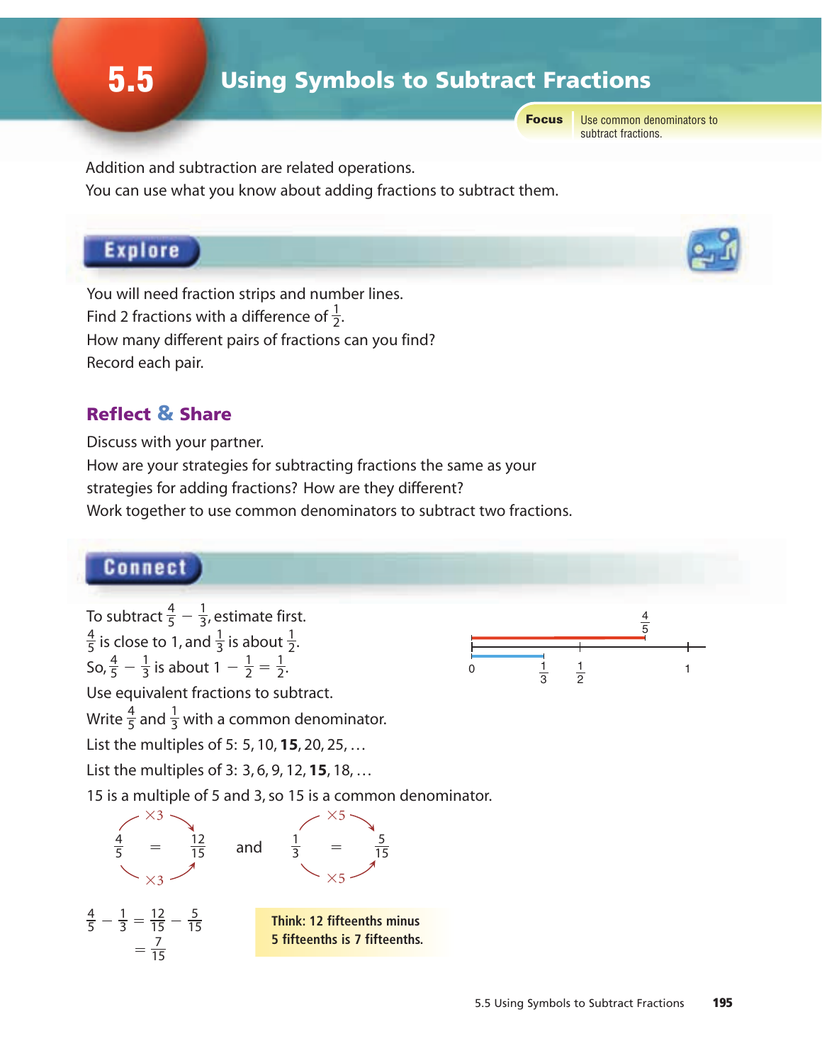# 5.5 Using Symbols to Subtract Fractions

**Focus** Use common denominators to subtract fractions.

Addition and subtraction are related operations.
You can use what you know about adding fractions to subtract them.

## Explore

You will need fraction strips and number lines.
Find 2 fractions with a difference of $\frac{1}{2}$.
How many different pairs of fractions can you find?
Record each pair.

### Reflect & Share

Discuss with your partner.
How are your strategies for subtracting fractions the same as your strategies for adding fractions? How are they different?
Work together to use common denominators to subtract two fractions.

## Connect

To subtract $\frac{4}{5} - \frac{1}{3}$, estimate first.
$\frac{4}{5}$ is close to 1, and $\frac{1}{3}$ is about $\frac{1}{2}$.
So, $\frac{4}{5} - \frac{1}{3}$ is about $1 - \frac{1}{2} = \frac{1}{2}$.
Use equivalent fractions to subtract.
Write $\frac{4}{5}$ and $\frac{1}{3}$ with a common denominator.
List the multiples of 5: 5, 10, **15**, 20, 25, …
List the multiples of 3: 3, 6, 9, 12, **15**, 18, …
15 is a multiple of 5 and 3, so 15 is a common denominator.

$\frac{4}{5} = \frac{12}{15}$ (×3) and $\frac{1}{3} = \frac{5}{15}$ (×5)

$$\frac{4}{5} - \frac{1}{3} = \frac{12}{15} - \frac{5}{15}$$
$$= \frac{7}{15}$$

Think: 12 fifteenths minus 5 fifteenths is 7 fifteenths.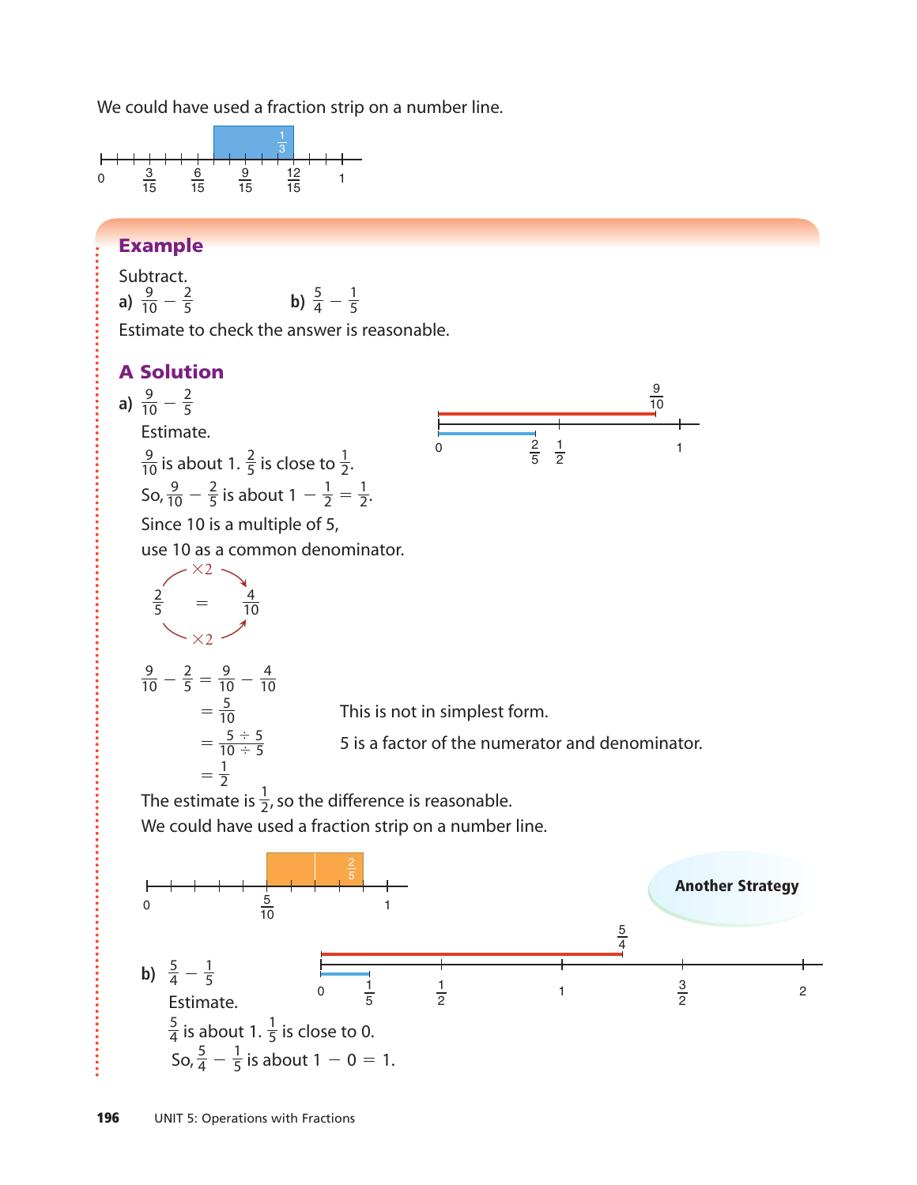We could have used a fraction strip on a number line.

## Example

Subtract.

a) $\frac{9}{10} - \frac{2}{5}$ b) $\frac{5}{4} - \frac{1}{5}$

Estimate to check the answer is reasonable.

## A Solution

a) $\frac{9}{10} - \frac{2}{5}$

Estimate.

$\frac{9}{10}$ is about 1. $\frac{2}{5}$ is close to $\frac{1}{2}$.

So, $\frac{9}{10} - \frac{2}{5}$ is about $1 - \frac{1}{2} = \frac{1}{2}$.

Since 10 is a multiple of 5,
use 10 as a common denominator.

$$\frac{2}{5} \overset{\times 2}{=} \frac{4}{10}$$

$$\begin{aligned}
\frac{9}{10} - \frac{2}{5} &= \frac{9}{10} - \frac{4}{10} \\
&= \frac{5}{10} && \text{This is not in simplest form.} \\
&= \frac{5 \div 5}{10 \div 5} && \text{5 is a factor of the numerator and denominator.} \\
&= \frac{1}{2}
\end{aligned}$$

The estimate is $\frac{1}{2}$, so the difference is reasonable.

We could have used a fraction strip on a number line.

**Another Strategy**

b) $\frac{5}{4} - \frac{1}{5}$

Estimate.

$\frac{5}{4}$ is about 1. $\frac{1}{5}$ is close to 0.

So, $\frac{5}{4} - \frac{1}{5}$ is about $1 - 0 = 1$.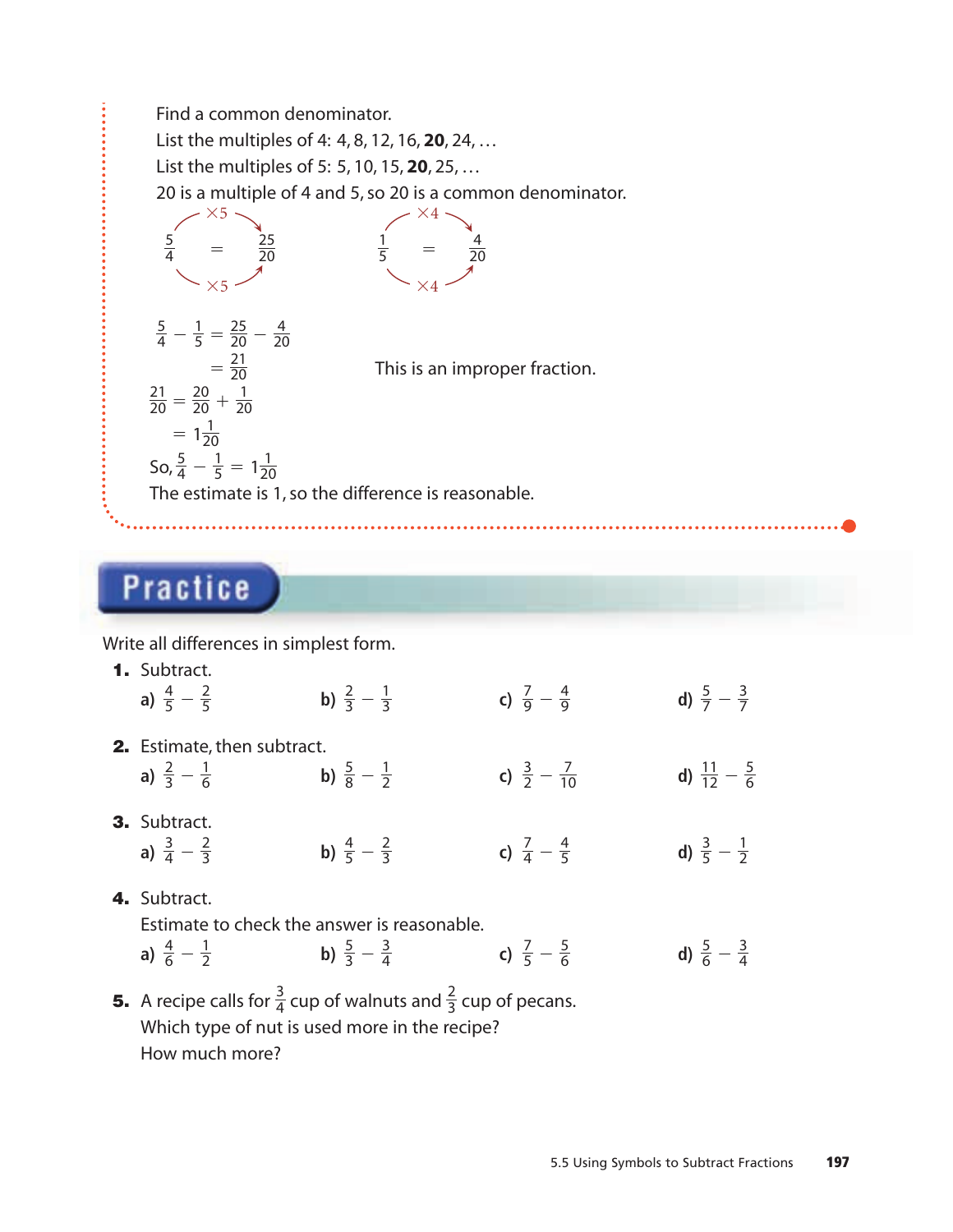Find a common denominator.

List the multiples of 4: 4, 8, 12, 16, **20**, 24, …

List the multiples of 5: 5, 10, 15, **20**, 25, …

20 is a multiple of 4 and 5, so 20 is a common denominator.

$$\frac{5}{4} = \frac{25}{20} \quad (\times 5) \qquad \frac{1}{5} = \frac{4}{20} \quad (\times 4)$$

$$\frac{5}{4} - \frac{1}{5} = \frac{25}{20} - \frac{4}{20}$$

$$= \frac{21}{20}$$

This is an improper fraction.

$$\frac{21}{20} = \frac{20}{20} + \frac{1}{20}$$

$$= 1\frac{1}{20}$$

So, $\frac{5}{4} - \frac{1}{5} = 1\frac{1}{20}$

The estimate is 1, so the difference is reasonable.

## Practice

Write all differences in simplest form.

**1.** Subtract.

a) $\frac{4}{5} - \frac{2}{5}$  b) $\frac{2}{3} - \frac{1}{3}$  c) $\frac{7}{9} - \frac{4}{9}$  d) $\frac{5}{7} - \frac{3}{7}$

**2.** Estimate, then subtract.

a) $\frac{2}{3} - \frac{1}{6}$  b) $\frac{5}{8} - \frac{1}{2}$  c) $\frac{3}{2} - \frac{7}{10}$  d) $\frac{11}{12} - \frac{5}{6}$

**3.** Subtract.

a) $\frac{3}{4} - \frac{2}{3}$  b) $\frac{4}{5} - \frac{2}{3}$  c) $\frac{7}{4} - \frac{4}{5}$  d) $\frac{3}{5} - \frac{1}{2}$

**4.** Subtract.

Estimate to check the answer is reasonable.

a) $\frac{4}{6} - \frac{1}{2}$  b) $\frac{5}{3} - \frac{3}{4}$  c) $\frac{7}{5} - \frac{5}{6}$  d) $\frac{5}{6} - \frac{3}{4}$

**5.** A recipe calls for $\frac{3}{4}$ cup of walnuts and $\frac{2}{3}$ cup of pecans.
Which type of nut is used more in the recipe?
How much more?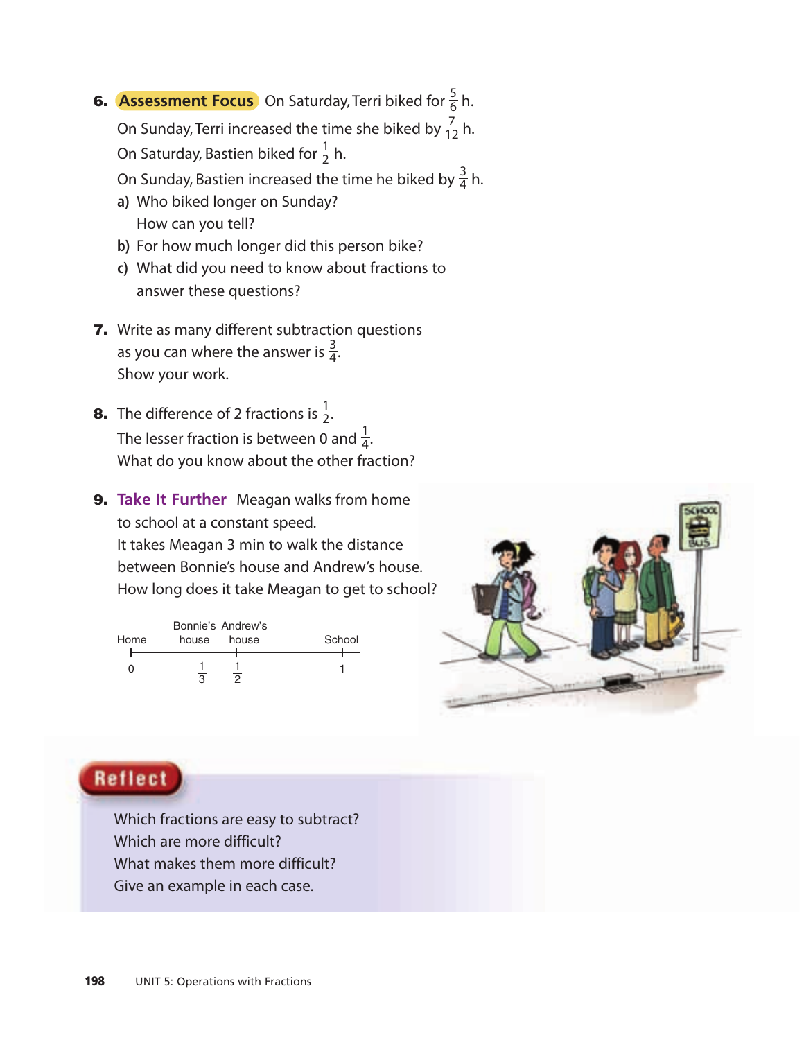6. **Assessment Focus** On Saturday, Terri biked for $\frac{5}{6}$ h.
   On Sunday, Terri increased the time she biked by $\frac{7}{12}$ h.
   On Saturday, Bastien biked for $\frac{1}{2}$ h.
   On Sunday, Bastien increased the time he biked by $\frac{3}{4}$ h.
   a) Who biked longer on Sunday?
      How can you tell?
   b) For how much longer did this person bike?
   c) What did you need to know about fractions to answer these questions?

7. Write as many different subtraction questions as you can where the answer is $\frac{3}{4}$.
   Show your work.

8. The difference of 2 fractions is $\frac{1}{2}$.
   The lesser fraction is between 0 and $\frac{1}{4}$.
   What do you know about the other fraction?

9. **Take It Further** Meagan walks from home to school at a constant speed.
   It takes Meagan 3 min to walk the distance between Bonnie's house and Andrew's house.
   How long does it take Meagan to get to school?

Home
Bonnie's house
Andrew's house
School
0
$\frac{1}{3}$
$\frac{1}{2}$
1

## Reflect

Which fractions are easy to subtract?
Which are more difficult?
What makes them more difficult?
Give an example in each case.